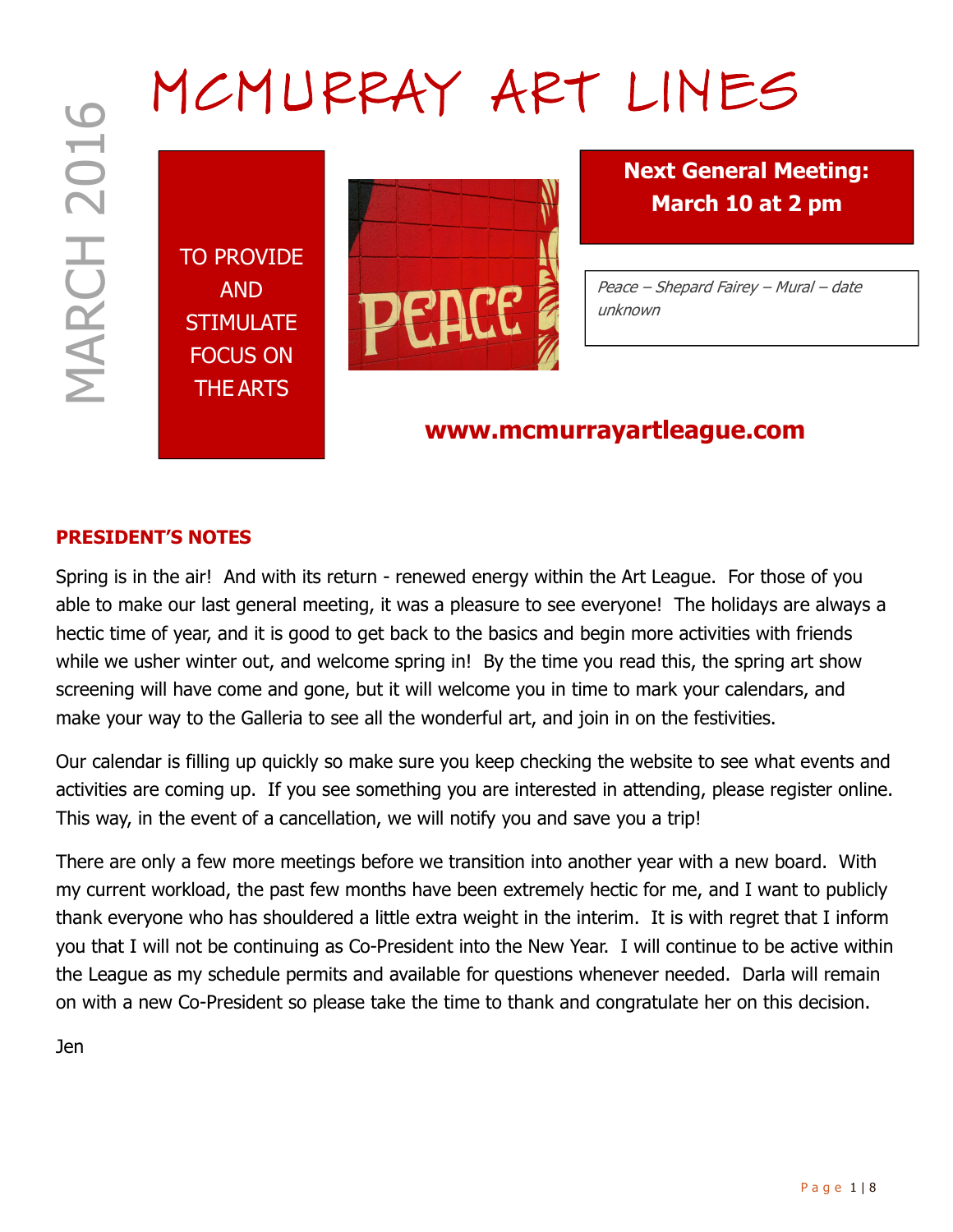# MCMURRAY ART LINES

MARCH 2016

TO PROVIDE AND STIMULATE FOCUS ON THE ARTS

**Next General Meeting: March 10 at 2 pm**

*Peace – Shepard Fairey – Mural – date unknown*

**www.mcmurrayartleague.com**

## PRESIDENT'S NOTES

Spring is in the air! And with its return - renewed energy within the Art League. For those of you able to make our last general meeting, it was a pleasure to see everyone! The holidays are always a hectic time of year, and it is good to get back to the basics and begin more activities with friends while we usher winter out, and welcome spring in! By the time you read this, the spring art show screening will have come and gone, but it will welcome you in time to mark your calendars, and make your way to the Galleria to see all the wonderful art, and join in on the festivities.

Our calendar is filling up quickly so make sure you keep checking the website to see what events and activities are coming up. If you see something you are interested in attending, please register online. This way, in the event of a cancellation, we will notify you and save you a trip!

There are only a few more meetings before we transition into another year with a new board. With my current workload, the past few months have been extremely hectic for me, and I want to publicly thank everyone who has shouldered a little extra weight in the interim. It is with regret that I inform you that I will not be continuing as Co-President into the New Year. I will continue to be active within the League as my schedule permits and available for questions whenever needed. Darla will remain on with a new Co-President so please take the time to thank and congratulate her on this decision.

Jen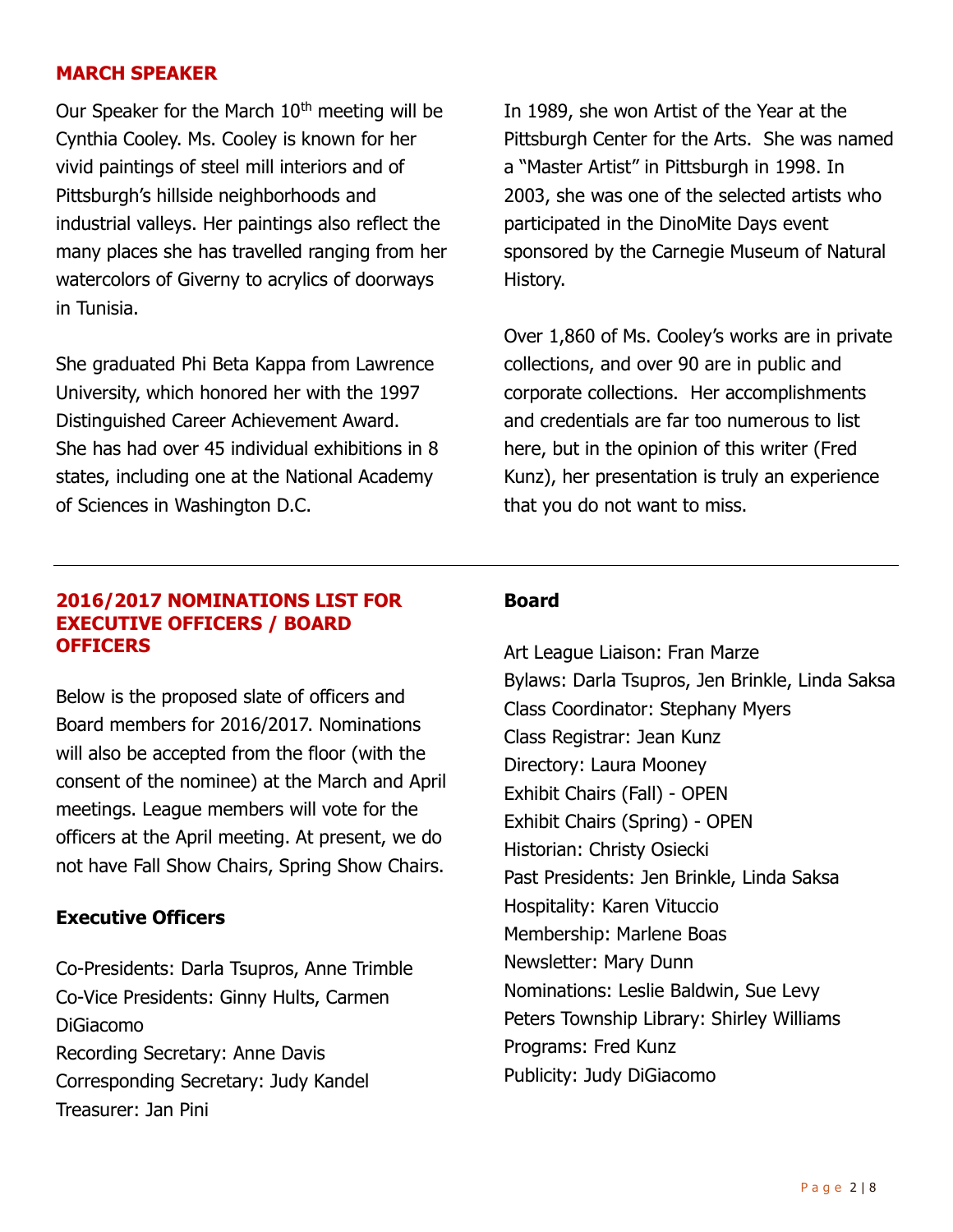## MARCH SPEAKER

Our Speaker for the March 10th meeting will be Cynthia Cooley. Ms. Cooley is known for her vivid paintings of steel mill interiors and of Pittsburgh's hillside neighborhoods and industrial valleys. Her paintings also reflect the many places she has travelled ranging from her watercolors of Giverny to acrylics of doorways in Tunisia.

She graduated Phi Beta Kappa from Lawrence University, which honored her with the 1997 Distinguished Career Achievement Award. She has had over 45 individual exhibitions in 8 states, including one at the National Academy of Sciences in Washington D.C.

In 1989, she won Artist of the Year at the Pittsburgh Center for the Arts. She was named a "Master Artist" in Pittsburgh in 1998. In 2003, she was one of the selected artists who participated in the DinoMite Days event sponsored by the Carnegie Museum of Natural History.

Over 1,860 of Ms. Cooley's works are in private collections, and over 90 are in public and corporate collections. Her accomplishments and credentials are far too numerous to list here, but in the opinion of this writer (Fred Kunz), her presentation is truly an experience that you do not want to miss.

---

## 2016/2017 NOMINATIONS LIST FOR EXECUTIVE OFFICERS / BOARD OFFICERS

Below is the proposed slate of officers and Board members for 2016/2017. Nominations will also be accepted from the floor (with the consent of the nominee) at the March and April meetings. League members will vote for the officers at the April meeting. At present, we do not have Fall Show Chairs, Spring Show Chairs.

### Executive Officers

Co-Presidents: Darla Tsupros, Anne Trimble
Co-Vice Presidents: Ginny Hults, Carmen DiGiacomo
Recording Secretary: Anne Davis
Corresponding Secretary: Judy Kandel
Treasurer: Jan Pini

### Board

Art League Liaison: Fran Marze
Bylaws: Darla Tsupros, Jen Brinkle, Linda Saksa
Class Coordinator: Stephany Myers
Class Registrar: Jean Kunz
Directory: Laura Mooney
Exhibit Chairs (Fall) - OPEN
Exhibit Chairs (Spring) - OPEN
Historian: Christy Osiecki
Past Presidents: Jen Brinkle, Linda Saksa
Hospitality: Karen Vituccio
Membership: Marlene Boas
Newsletter: Mary Dunn
Nominations: Leslie Baldwin, Sue Levy
Peters Township Library: Shirley Williams
Programs: Fred Kunz
Publicity: Judy DiGiacomo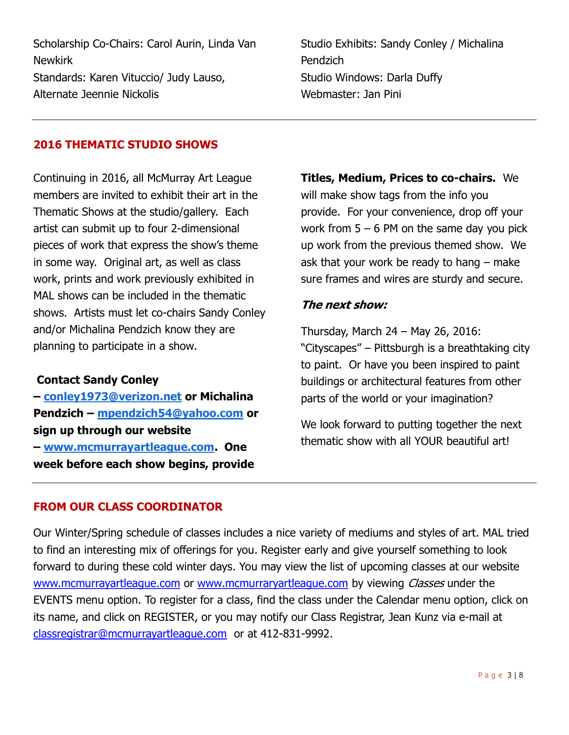Scholarship Co-Chairs: Carol Aurin, Linda Van Newkirk
Standards: Karen Vituccio/ Judy Lauso, Alternate Jeennie Nickolis

Studio Exhibits: Sandy Conley / Michalina Pendzich
Studio Windows: Darla Duffy
Webmaster: Jan Pini

---

## 2016 THEMATIC STUDIO SHOWS

Continuing in 2016, all McMurray Art League members are invited to exhibit their art in the Thematic Shows at the studio/gallery. Each artist can submit up to four 2-dimensional pieces of work that express the show's theme in some way. Original art, as well as class work, prints and work previously exhibited in MAL shows can be included in the thematic shows. Artists must let co-chairs Sandy Conley and/or Michalina Pendzich know they are planning to participate in a show.

**Contact Sandy Conley – [conley1973@verizon.net](mailto:conley1973@verizon.net) or Michalina Pendzich – [mpendzich54@yahoo.com](mailto:mpendzich54@yahoo.com) or sign up through our website – [www.mcmurrayartleague.com](http://www.mcmurrayartleague.com). One week before each show begins, provide Titles, Medium, Prices to co-chairs.** We will make show tags from the info you provide. For your convenience, drop off your work from 5 – 6 PM on the same day you pick up work from the previous themed show. We ask that your work be ready to hang – make sure frames and wires are sturdy and secure.

***The next show:***

Thursday, March 24 – May 26, 2016: "Cityscapes" – Pittsburgh is a breathtaking city to paint. Or have you been inspired to paint buildings or architectural features from other parts of the world or your imagination?

We look forward to putting together the next thematic show with all YOUR beautiful art!

---

## FROM OUR CLASS COORDINATOR

Our Winter/Spring schedule of classes includes a nice variety of mediums and styles of art. MAL tried to find an interesting mix of offerings for you. Register early and give yourself something to look forward to during these cold winter days. You may view the list of upcoming classes at our website [www.mcmurrayartleague.com](http://www.mcmurrayartleague.com) or [www.mcmurraryartleague.com](http://www.mcmurraryartleague.com) by viewing *Classes* under the EVENTS menu option. To register for a class, find the class under the Calendar menu option, click on its name, and click on REGISTER, or you may notify our Class Registrar, Jean Kunz via e-mail at [classregistrar@mcmurrayartleague.com](mailto:classregistrar@mcmurrayartleague.com) or at 412-831-9992.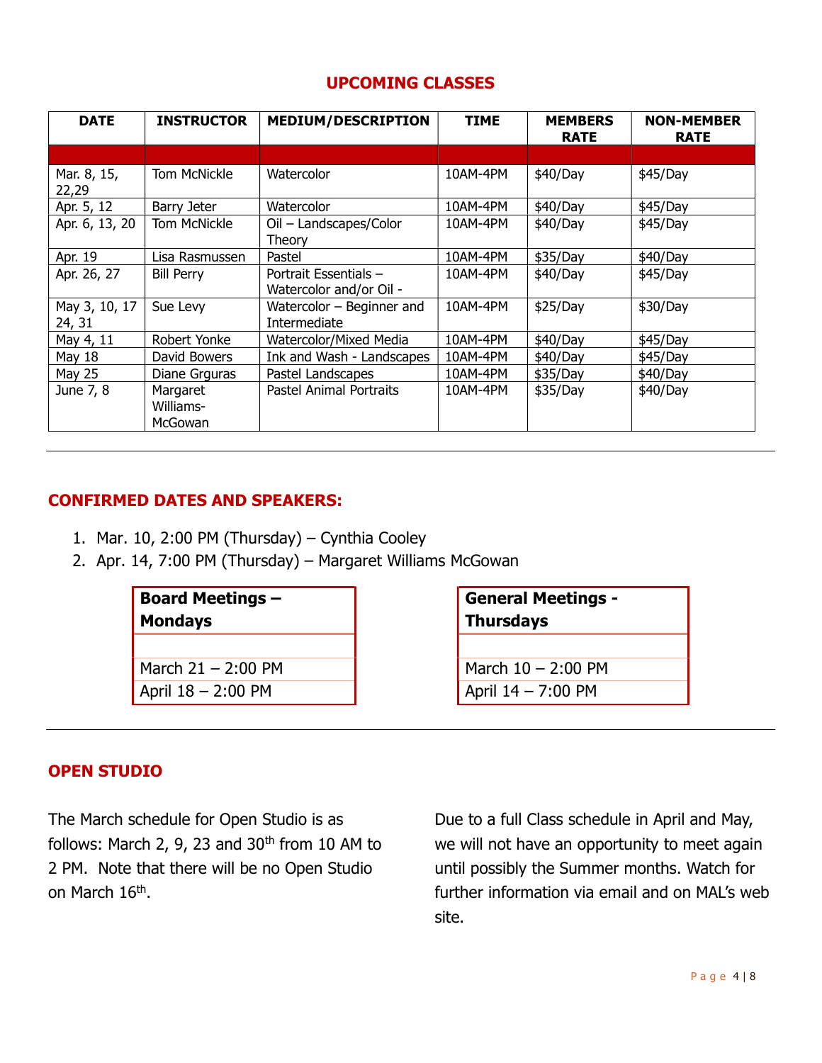## UPCOMING CLASSES

| DATE | INSTRUCTOR | MEDIUM/DESCRIPTION | TIME | MEMBERS RATE | NON-MEMBER RATE |
|---|---|---|---|---|---|
| | | | | | |
| Mar. 8, 15, 22,29 | Tom McNickle | Watercolor | 10AM-4PM | $40/Day | $45/Day |
| Apr. 5, 12 | Barry Jeter | Watercolor | 10AM-4PM | $40/Day | $45/Day |
| Apr. 6, 13, 20 | Tom McNickle | Oil – Landscapes/Color Theory | 10AM-4PM | $40/Day | $45/Day |
| Apr. 19 | Lisa Rasmussen | Pastel | 10AM-4PM | $35/Day | $40/Day |
| Apr. 26, 27 | Bill Perry | Portrait Essentials – Watercolor and/or Oil - | 10AM-4PM | $40/Day | $45/Day |
| May 3, 10, 17 24, 31 | Sue Levy | Watercolor – Beginner and Intermediate | 10AM-4PM | $25/Day | $30/Day |
| May 4, 11 | Robert Yonke | Watercolor/Mixed Media | 10AM-4PM | $40/Day | $45/Day |
| May 18 | David Bowers | Ink and Wash - Landscapes | 10AM-4PM | $40/Day | $45/Day |
| May 25 | Diane Grguras | Pastel Landscapes | 10AM-4PM | $35/Day | $40/Day |
| June 7, 8 | Margaret Williams-McGowan | Pastel Animal Portraits | 10AM-4PM | $35/Day | $40/Day |

---

## CONFIRMED DATES AND SPEAKERS:

1. Mar. 10, 2:00 PM (Thursday) – Cynthia Cooley
2. Apr. 14, 7:00 PM (Thursday) – Margaret Williams McGowan

| Board Meetings – Mondays |
|---|
| |
| March 21 – 2:00 PM |
| April 18 – 2:00 PM |

| General Meetings - Thursdays |
|---|
| |
| March 10 – 2:00 PM |
| April 14 – 7:00 PM |

---

## OPEN STUDIO

The March schedule for Open Studio is as follows: March 2, 9, 23 and 30th from 10 AM to 2 PM. Note that there will be no Open Studio on March 16th.

Due to a full Class schedule in April and May, we will not have an opportunity to meet again until possibly the Summer months. Watch for further information via email and on MAL's web site.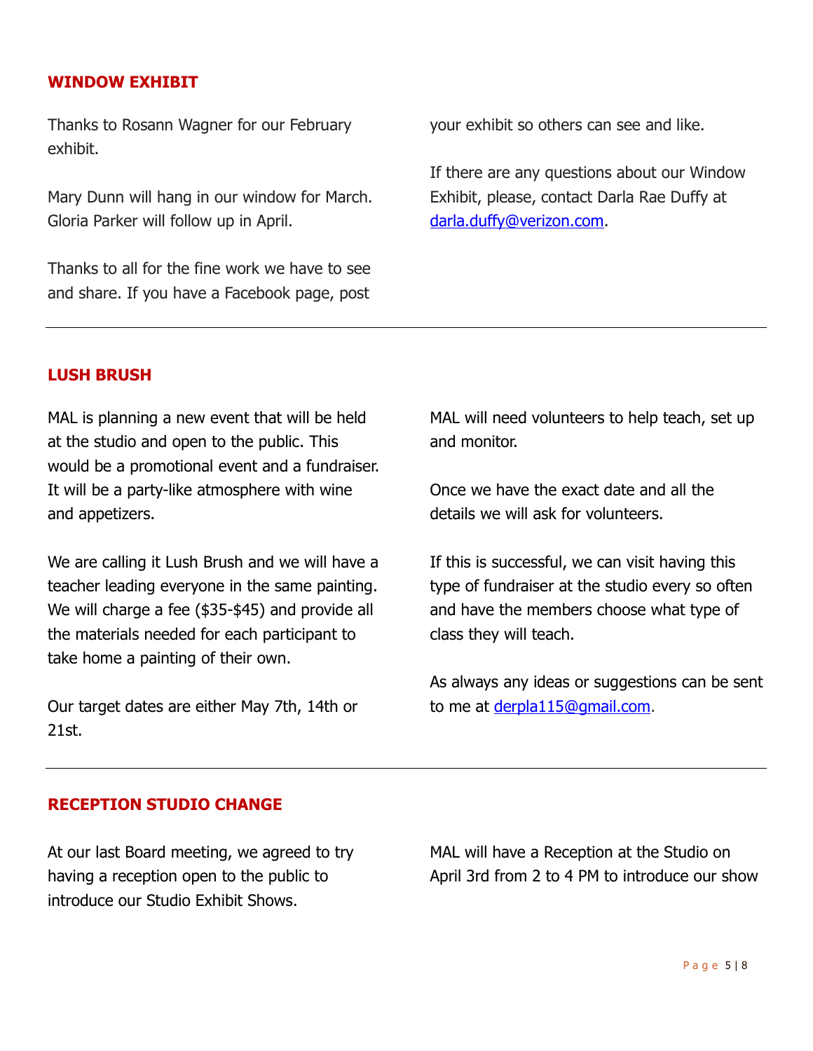## WINDOW EXHIBIT

Thanks to Rosann Wagner for our February exhibit.

Mary Dunn will hang in our window for March. Gloria Parker will follow up in April.

Thanks to all for the fine work we have to see and share. If you have a Facebook page, post your exhibit so others can see and like.

If there are any questions about our Window Exhibit, please, contact Darla Rae Duffy at darla.duffy@verizon.com.

---

## LUSH BRUSH

MAL is planning a new event that will be held at the studio and open to the public. This would be a promotional event and a fundraiser. It will be a party-like atmosphere with wine and appetizers.

We are calling it Lush Brush and we will have a teacher leading everyone in the same painting. We will charge a fee ($35-$45) and provide all the materials needed for each participant to take home a painting of their own.

Our target dates are either May 7th, 14th or 21st.

MAL will need volunteers to help teach, set up and monitor.

Once we have the exact date and all the details we will ask for volunteers.

If this is successful, we can visit having this type of fundraiser at the studio every so often and have the members choose what type of class they will teach.

As always any ideas or suggestions can be sent to me at derpla115@gmail.com.

---

## RECEPTION STUDIO CHANGE

At our last Board meeting, we agreed to try having a reception open to the public to introduce our Studio Exhibit Shows.

MAL will have a Reception at the Studio on April 3rd from 2 to 4 PM to introduce our show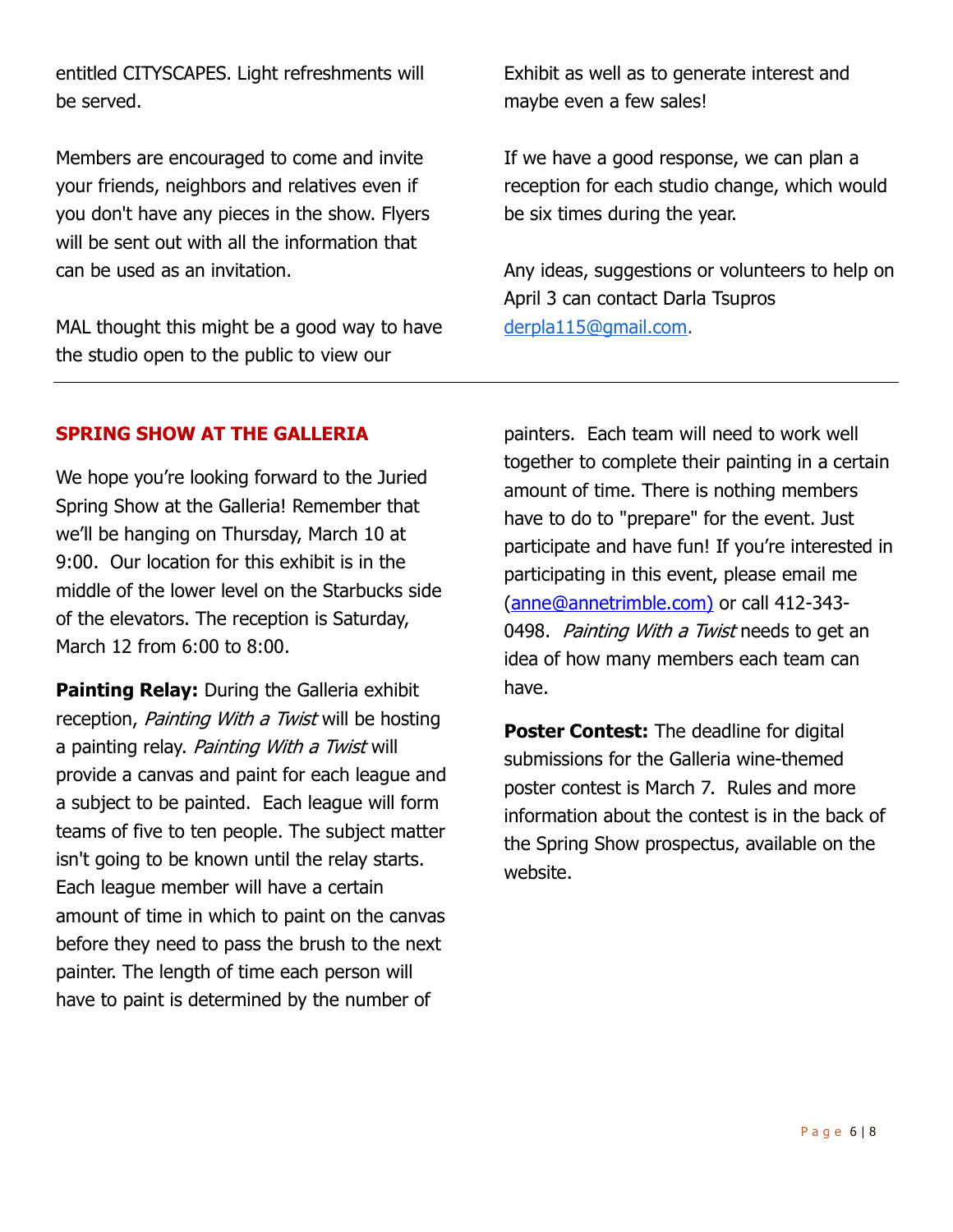entitled CITYSCAPES. Light refreshments will be served.

Members are encouraged to come and invite your friends, neighbors and relatives even if you don't have any pieces in the show. Flyers will be sent out with all the information that can be used as an invitation.

MAL thought this might be a good way to have the studio open to the public to view our Exhibit as well as to generate interest and maybe even a few sales!

If we have a good response, we can plan a reception for each studio change, which would be six times during the year.

Any ideas, suggestions or volunteers to help on April 3 can contact Darla Tsupros derpla115@gmail.com.

---

## SPRING SHOW AT THE GALLERIA

We hope you're looking forward to the Juried Spring Show at the Galleria! Remember that we'll be hanging on Thursday, March 10 at 9:00. Our location for this exhibit is in the middle of the lower level on the Starbucks side of the elevators. The reception is Saturday, March 12 from 6:00 to 8:00.

**Painting Relay:** During the Galleria exhibit reception, *Painting With a Twist* will be hosting a painting relay. *Painting With a Twist* will provide a canvas and paint for each league and a subject to be painted. Each league will form teams of five to ten people. The subject matter isn't going to be known until the relay starts. Each league member will have a certain amount of time in which to paint on the canvas before they need to pass the brush to the next painter. The length of time each person will have to paint is determined by the number of painters. Each team will need to work well together to complete their painting in a certain amount of time. There is nothing members have to do to "prepare" for the event. Just participate and have fun! If you're interested in participating in this event, please email me (anne@annetrimble.com) or call 412-343-0498. *Painting With a Twist* needs to get an idea of how many members each team can have.

**Poster Contest:** The deadline for digital submissions for the Galleria wine-themed poster contest is March 7. Rules and more information about the contest is in the back of the Spring Show prospectus, available on the website.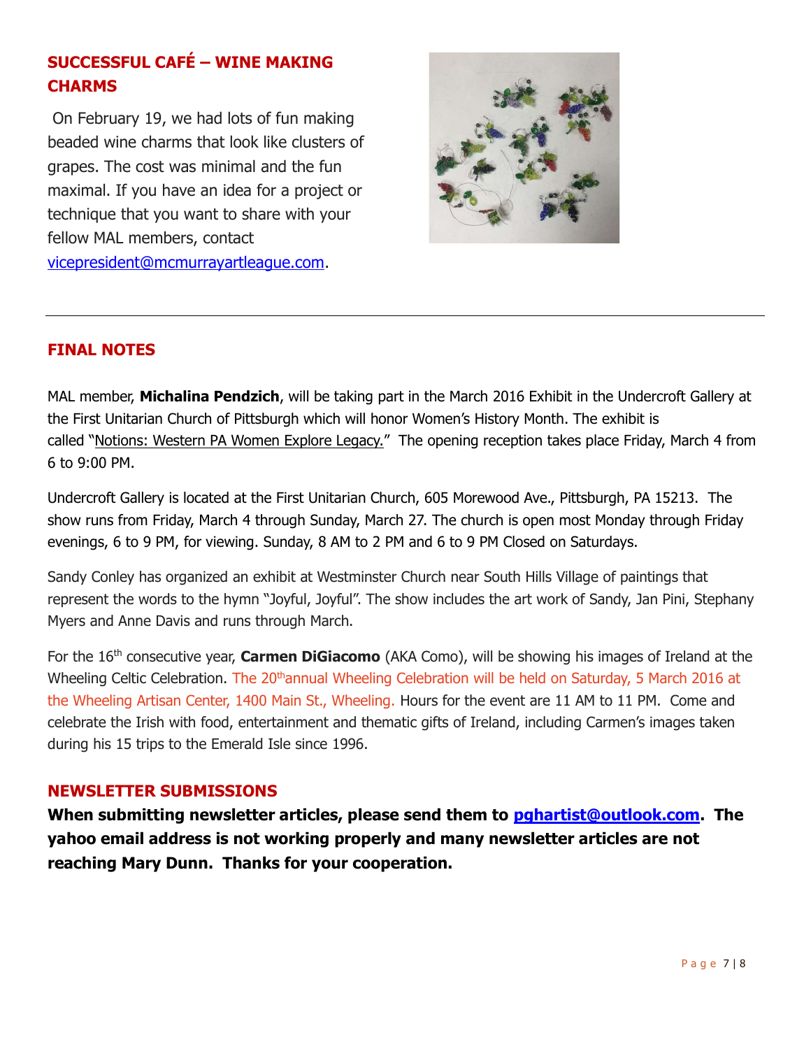## SUCCESSFUL CAFÉ – WINE MAKING CHARMS

On February 19, we had lots of fun making beaded wine charms that look like clusters of grapes. The cost was minimal and the fun maximal. If you have an idea for a project or technique that you want to share with your fellow MAL members, contact vicepresident@mcmurrayartleague.com.

---

## FINAL NOTES

MAL member, **Michalina Pendzich**, will be taking part in the March 2016 Exhibit in the Undercroft Gallery at the First Unitarian Church of Pittsburgh which will honor Women's History Month. The exhibit is called "Notions: Western PA Women Explore Legacy." The opening reception takes place Friday, March 4 from 6 to 9:00 PM.

Undercroft Gallery is located at the First Unitarian Church, 605 Morewood Ave., Pittsburgh, PA 15213. The show runs from Friday, March 4 through Sunday, March 27. The church is open most Monday through Friday evenings, 6 to 9 PM, for viewing. Sunday, 8 AM to 2 PM and 6 to 9 PM Closed on Saturdays.

Sandy Conley has organized an exhibit at Westminster Church near South Hills Village of paintings that represent the words to the hymn "Joyful, Joyful". The show includes the art work of Sandy, Jan Pini, Stephany Myers and Anne Davis and runs through March.

For the 16th consecutive year, **Carmen DiGiacomo** (AKA Como), will be showing his images of Ireland at the Wheeling Celtic Celebration. The 20th annual Wheeling Celebration will be held on Saturday, 5 March 2016 at the Wheeling Artisan Center, 1400 Main St., Wheeling. Hours for the event are 11 AM to 11 PM. Come and celebrate the Irish with food, entertainment and thematic gifts of Ireland, including Carmen's images taken during his 15 trips to the Emerald Isle since 1996.

## NEWSLETTER SUBMISSIONS

**When submitting newsletter articles, please send them to pghartist@outlook.com. The yahoo email address is not working properly and many newsletter articles are not reaching Mary Dunn. Thanks for your cooperation.**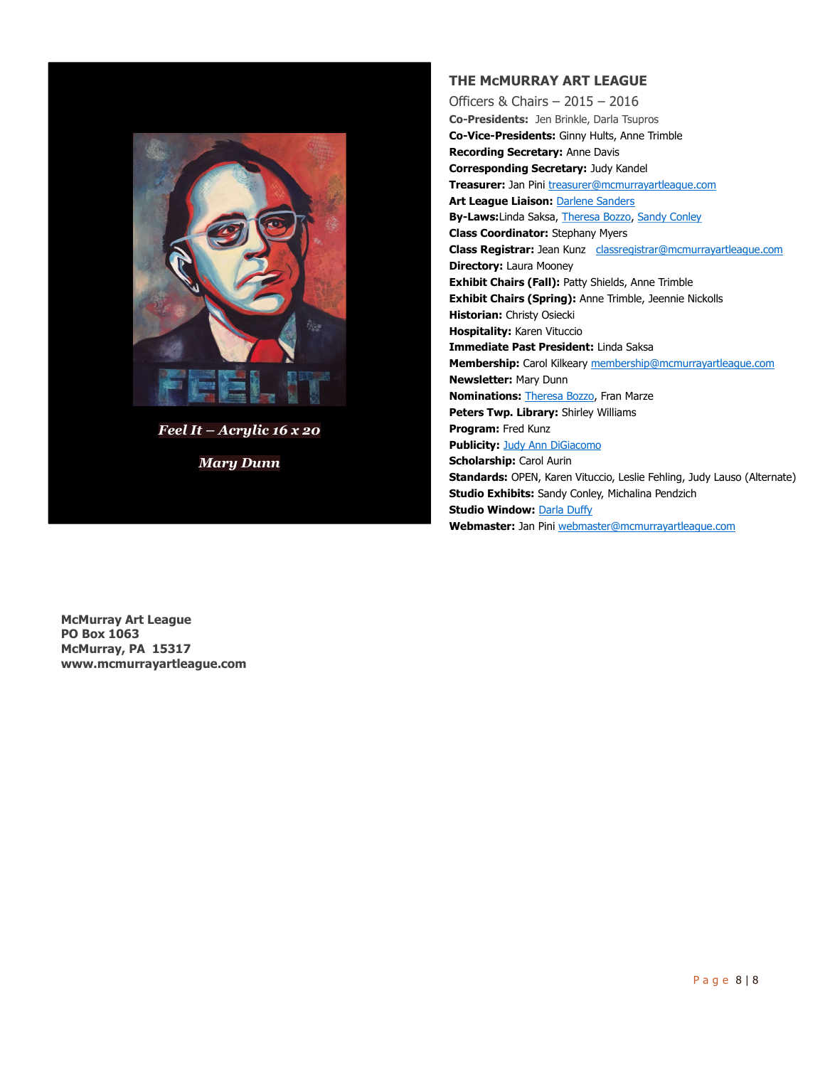***Feel It – Acrylic 16 x 20***

***Mary Dunn***

## THE McMURRAY ART LEAGUE

### Officers & Chairs – 2015 – 2016

**Co-Presidents:** Jen Brinkle, Darla Tsupros
**Co-Vice-Presidents:** Ginny Hults, Anne Trimble
**Recording Secretary:** Anne Davis
**Corresponding Secretary:** Judy Kandel
**Treasurer:** Jan Pini treasurer@mcmurrayartleague.com
**Art League Liaison:** Darlene Sanders
**By-Laws:** Linda Saksa, Theresa Bozzo, Sandy Conley
**Class Coordinator:** Stephany Myers
**Class Registrar:** Jean Kunz classregistrar@mcmurrayartleague.com
**Directory:** Laura Mooney
**Exhibit Chairs (Fall):** Patty Shields, Anne Trimble
**Exhibit Chairs (Spring):** Anne Trimble, Jeennie Nickolls
**Historian:** Christy Osiecki
**Hospitality:** Karen Vituccio
**Immediate Past President:** Linda Saksa
**Membership:** Carol Kilkeary membership@mcmurrayartleague.com
**Newsletter:** Mary Dunn
**Nominations:** Theresa Bozzo, Fran Marze
**Peters Twp. Library:** Shirley Williams
**Program:** Fred Kunz
**Publicity:** Judy Ann DiGiacomo
**Scholarship:** Carol Aurin
**Standards:** OPEN, Karen Vituccio, Leslie Fehling, Judy Lauso (Alternate)
**Studio Exhibits:** Sandy Conley, Michalina Pendzich
**Studio Window:** Darla Duffy
**Webmaster:** Jan Pini webmaster@mcmurrayartleague.com

**McMurray Art League**
**PO Box 1063**
**McMurray, PA 15317**
**www.mcmurrayartleague.com**